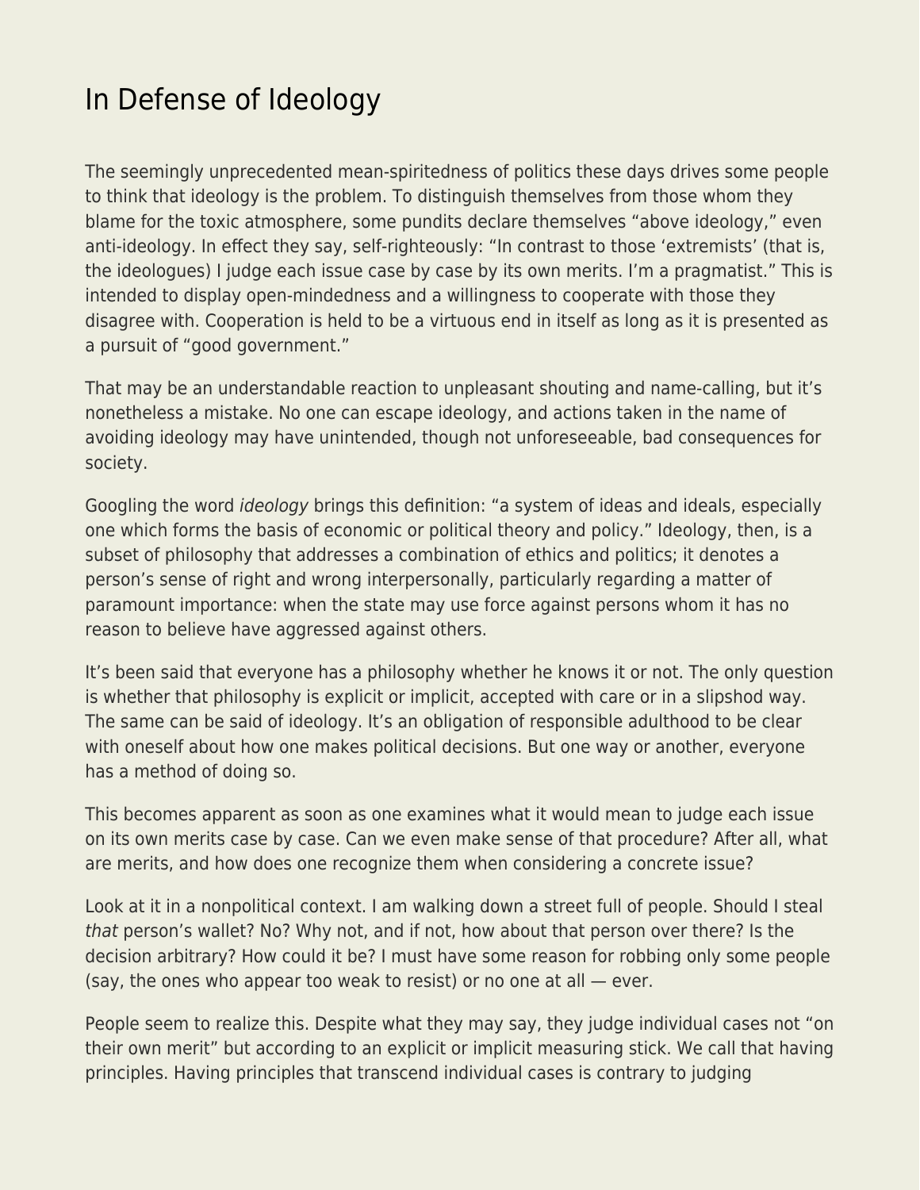# In Defense of Ideology

The seemingly unprecedented mean-spiritedness of politics these days drives some people to think that ideology is the problem. To distinguish themselves from those whom they blame for the toxic atmosphere, some pundits declare themselves "above ideology," even anti-ideology. In effect they say, self-righteously: "In contrast to those 'extremists' (that is, the ideologues) I judge each issue case by case by its own merits. I'm a pragmatist." This is intended to display open-mindedness and a willingness to cooperate with those they disagree with. Cooperation is held to be a virtuous end in itself as long as it is presented as a pursuit of "good government."

That may be an understandable reaction to unpleasant shouting and name-calling, but it's nonetheless a mistake. No one can escape ideology, and actions taken in the name of avoiding ideology may have unintended, though not unforeseeable, bad consequences for society.

Googling the word *ideology* brings this definition: "a system of ideas and ideals, especially one which forms the basis of economic or political theory and policy." Ideology, then, is a subset of philosophy that addresses a combination of ethics and politics; it denotes a person's sense of right and wrong interpersonally, particularly regarding a matter of paramount importance: when the state may use force against persons whom it has no reason to believe have aggressed against others.

It's been said that everyone has a philosophy whether he knows it or not. The only question is whether that philosophy is explicit or implicit, accepted with care or in a slipshod way. The same can be said of ideology. It's an obligation of responsible adulthood to be clear with oneself about how one makes political decisions. But one way or another, everyone has a method of doing so.

This becomes apparent as soon as one examines what it would mean to judge each issue on its own merits case by case. Can we even make sense of that procedure? After all, what are merits, and how does one recognize them when considering a concrete issue?

Look at it in a nonpolitical context. I am walking down a street full of people. Should I steal *that* person's wallet? No? Why not, and if not, how about that person over there? Is the decision arbitrary? How could it be? I must have some reason for robbing only some people (say, the ones who appear too weak to resist) or no one at all — ever.

People seem to realize this. Despite what they may say, they judge individual cases not "on their own merit" but according to an explicit or implicit measuring stick. We call that having principles. Having principles that transcend individual cases is contrary to judging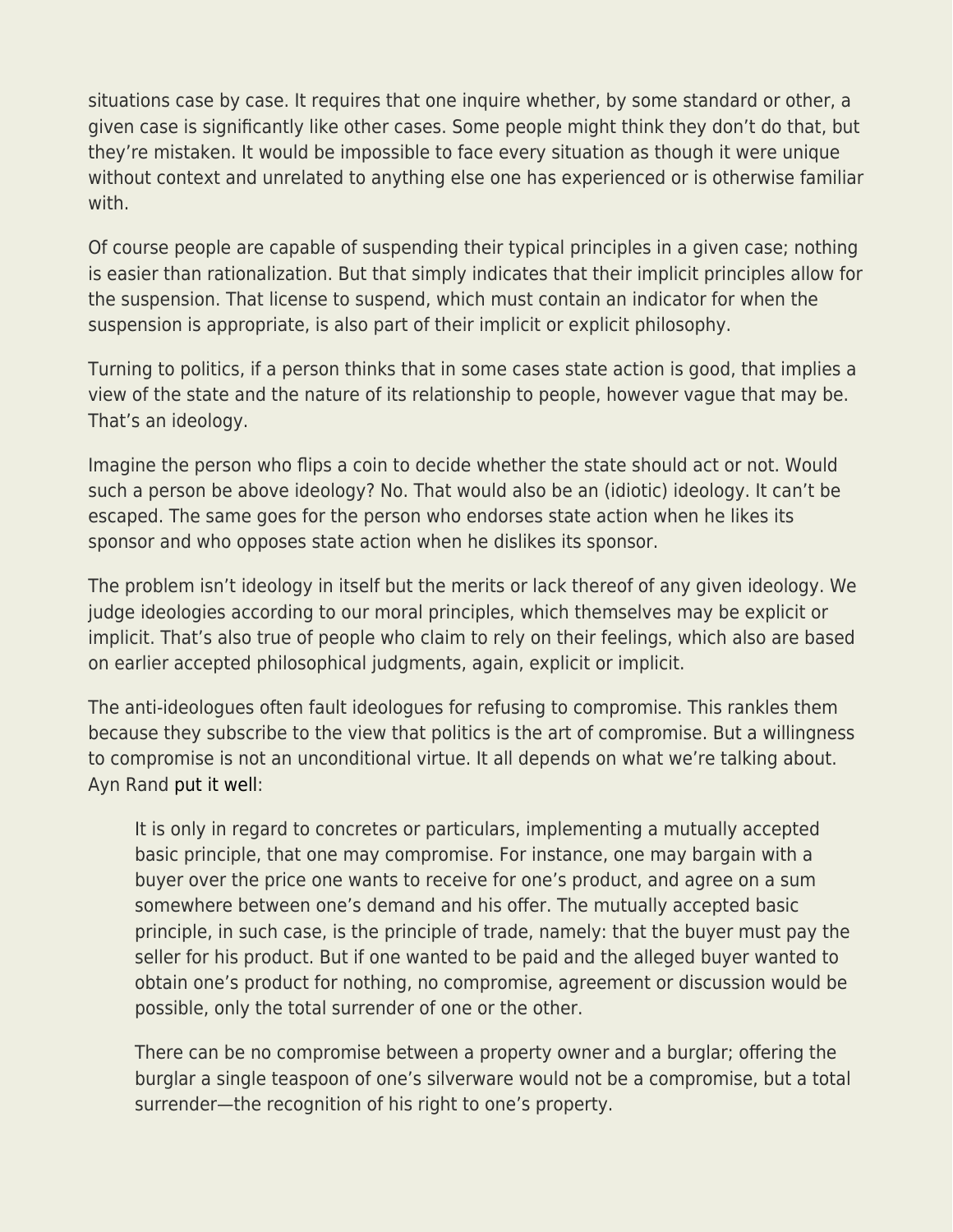situations case by case. It requires that one inquire whether, by some standard or other, a given case is significantly like other cases. Some people might think they don't do that, but they're mistaken. It would be impossible to face every situation as though it were unique without context and unrelated to anything else one has experienced or is otherwise familiar with.

Of course people are capable of suspending their typical principles in a given case; nothing is easier than rationalization. But that simply indicates that their implicit principles allow for the suspension. That license to suspend, which must contain an indicator for when the suspension is appropriate, is also part of their implicit or explicit philosophy.

Turning to politics, if a person thinks that in some cases state action is good, that implies a view of the state and the nature of its relationship to people, however vague that may be. That's an ideology.

Imagine the person who flips a coin to decide whether the state should act or not. Would such a person be above ideology? No. That would also be an (idiotic) ideology. It can't be escaped. The same goes for the person who endorses state action when he likes its sponsor and who opposes state action when he dislikes its sponsor.

The problem isn't ideology in itself but the merits or lack thereof of any given ideology. We judge ideologies according to our moral principles, which themselves may be explicit or implicit. That's also true of people who claim to rely on their feelings, which also are based on earlier accepted philosophical judgments, again, explicit or implicit.

The anti-ideologues often fault ideologues for refusing to compromise. This rankles them because they subscribe to the view that politics is the art of compromise. But a willingness to compromise is not an unconditional virtue. It all depends on what we're talking about. Ayn Rand put it well:

> It is only in regard to concretes or particulars, implementing a mutually accepted basic principle, that one may compromise. For instance, one may bargain with a buyer over the price one wants to receive for one's product, and agree on a sum somewhere between one's demand and his offer. The mutually accepted basic principle, in such case, is the principle of trade, namely: that the buyer must pay the seller for his product. But if one wanted to be paid and the alleged buyer wanted to obtain one's product for nothing, no compromise, agreement or discussion would be possible, only the total surrender of one or the other.
>
> There can be no compromise between a property owner and a burglar; offering the burglar a single teaspoon of one's silverware would not be a compromise, but a total surrender—the recognition of his right to one's property.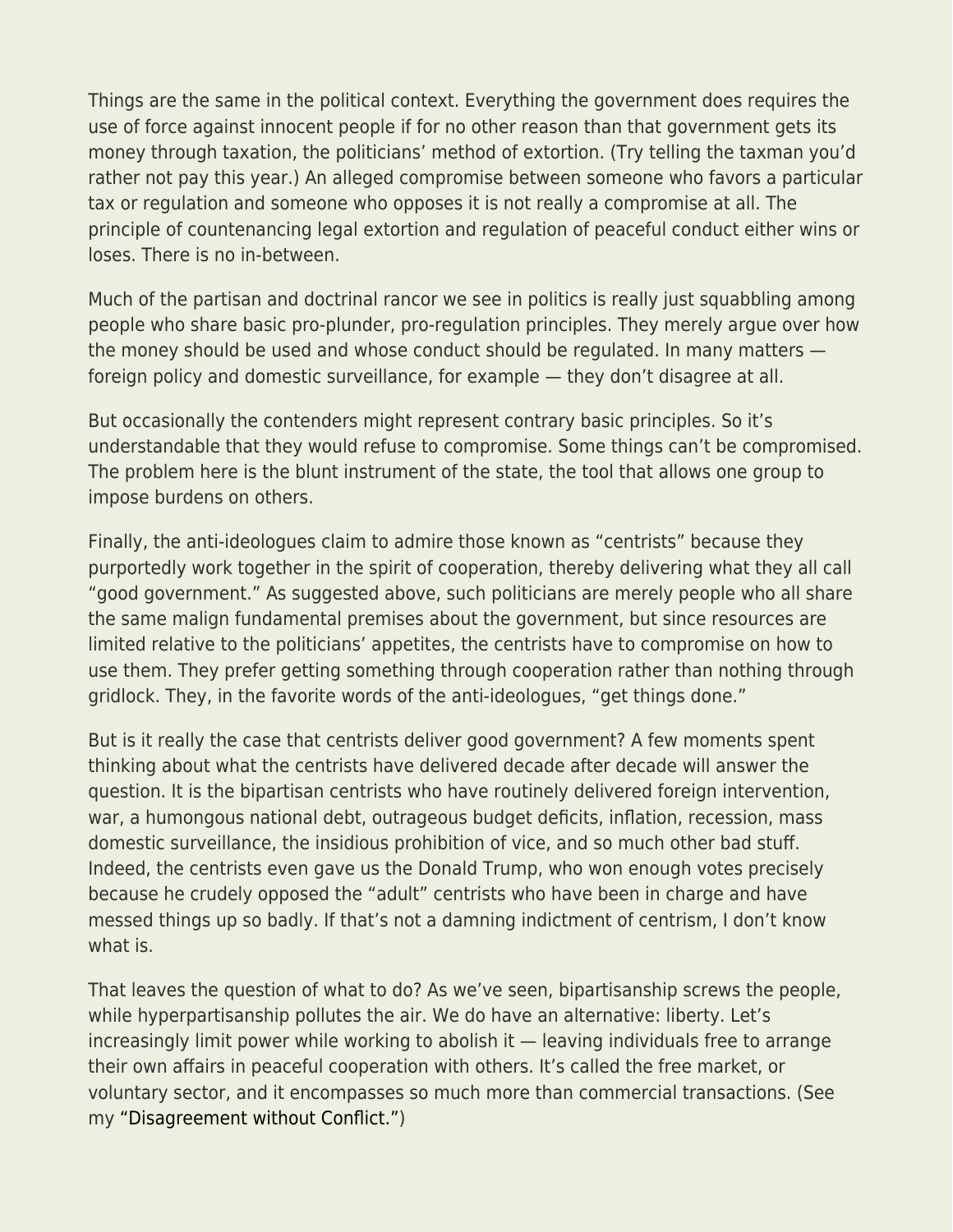Things are the same in the political context. Everything the government does requires the use of force against innocent people if for no other reason than that government gets its money through taxation, the politicians' method of extortion. (Try telling the taxman you'd rather not pay this year.) An alleged compromise between someone who favors a particular tax or regulation and someone who opposes it is not really a compromise at all. The principle of countenancing legal extortion and regulation of peaceful conduct either wins or loses. There is no in-between.

Much of the partisan and doctrinal rancor we see in politics is really just squabbling among people who share basic pro-plunder, pro-regulation principles. They merely argue over how the money should be used and whose conduct should be regulated. In many matters — foreign policy and domestic surveillance, for example — they don't disagree at all.

But occasionally the contenders might represent contrary basic principles. So it's understandable that they would refuse to compromise. Some things can't be compromised. The problem here is the blunt instrument of the state, the tool that allows one group to impose burdens on others.

Finally, the anti-ideologues claim to admire those known as "centrists" because they purportedly work together in the spirit of cooperation, thereby delivering what they all call "good government." As suggested above, such politicians are merely people who all share the same malign fundamental premises about the government, but since resources are limited relative to the politicians' appetites, the centrists have to compromise on how to use them. They prefer getting something through cooperation rather than nothing through gridlock. They, in the favorite words of the anti-ideologues, "get things done."

But is it really the case that centrists deliver good government? A few moments spent thinking about what the centrists have delivered decade after decade will answer the question. It is the bipartisan centrists who have routinely delivered foreign intervention, war, a humongous national debt, outrageous budget deficits, inflation, recession, mass domestic surveillance, the insidious prohibition of vice, and so much other bad stuff. Indeed, the centrists even gave us the Donald Trump, who won enough votes precisely because he crudely opposed the "adult" centrists who have been in charge and have messed things up so badly. If that's not a damning indictment of centrism, I don't know what is.

That leaves the question of what to do? As we've seen, bipartisanship screws the people, while hyperpartisanship pollutes the air. We do have an alternative: liberty. Let's increasingly limit power while working to abolish it — leaving individuals free to arrange their own affairs in peaceful cooperation with others. It's called the free market, or voluntary sector, and it encompasses so much more than commercial transactions. (See my "Disagreement without Conflict.")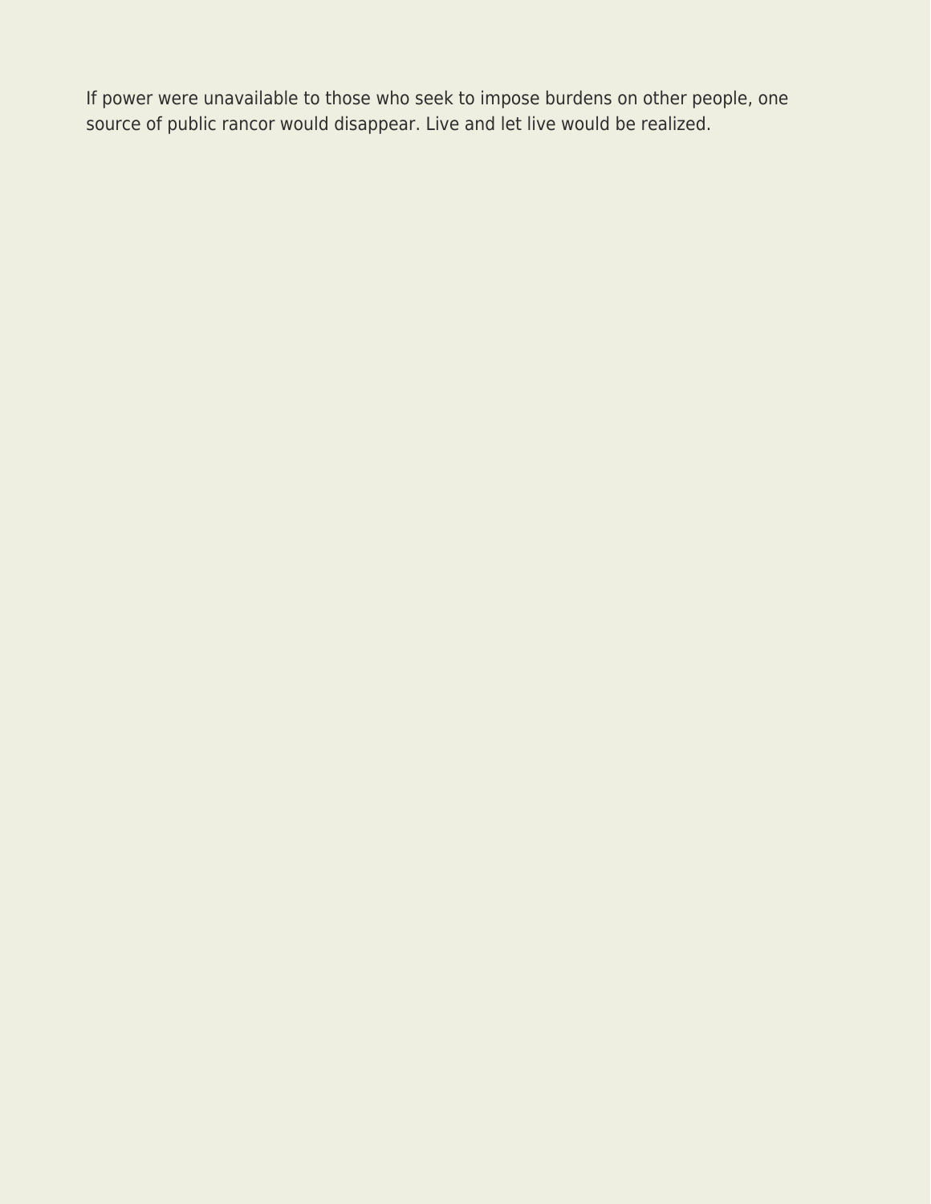If power were unavailable to those who seek to impose burdens on other people, one source of public rancor would disappear. Live and let live would be realized.